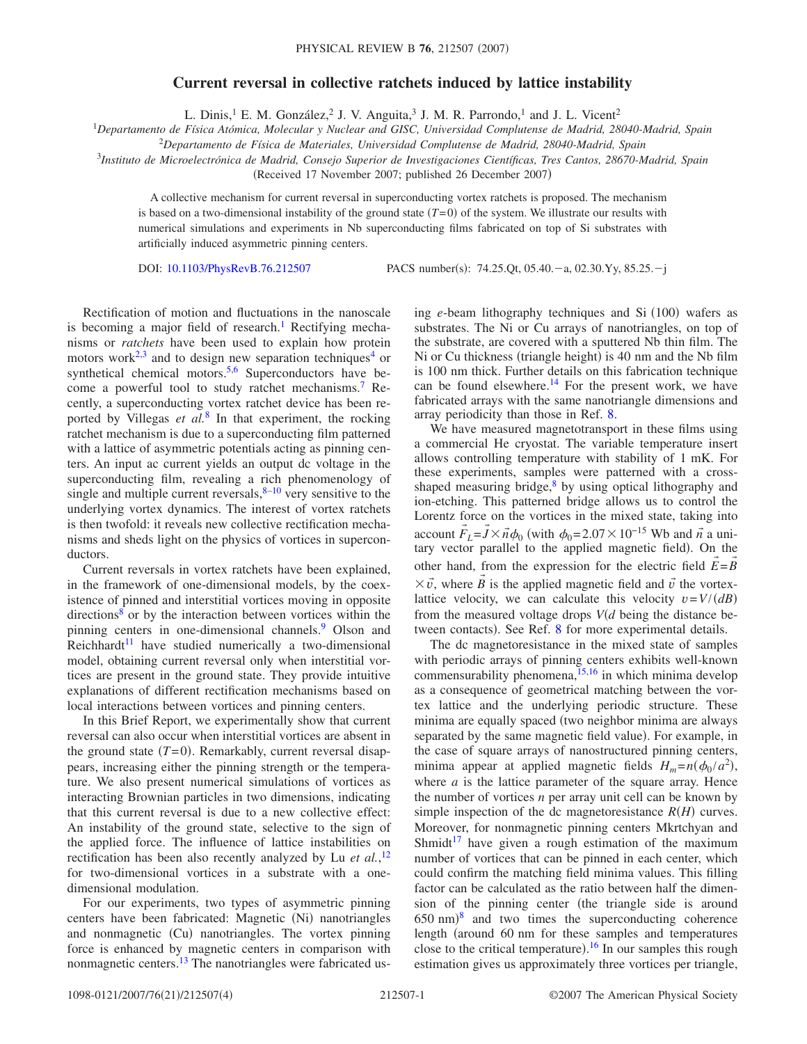# Current reversal in collective ratchets induced by lattice instability

L. Dinis,[1] E. M. González,[2] J. V. Anguita,[3] J. M. R. Parrondo,[1] and J. L. Vicent[2]

[1]*Departamento de Física Atómica, Molecular y Nuclear and GISC, Universidad Complutense de Madrid, 28040-Madrid, Spain*

[2]*Departamento de Física de Materiales, Universidad Complutense de Madrid, 28040-Madrid, Spain*

[3]*Instituto de Microelectrónica de Madrid, Consejo Superior de Investigaciones Científicas, Tres Cantos, 28670-Madrid, Spain*

(Received 17 November 2007; published 26 December 2007)

A collective mechanism for current reversal in superconducting vortex ratchets is proposed. The mechanism is based on a two-dimensional instability of the ground state ($T=0$) of the system. We illustrate our results with numerical simulations and experiments in Nb superconducting films fabricated on top of Si substrates with artificially induced asymmetric pinning centers.

DOI: 10.1103/PhysRevB.76.212507 PACS number(s): 74.25.Qt, 05.40.−a, 02.30.Yy, 85.25.−j

Rectification of motion and fluctuations in the nanoscale is becoming a major field of research.[1] Rectifying mechanisms or *ratchets* have been used to explain how protein motors work[2,3] and to design new separation techniques[4] or synthetical chemical motors.[5,6] Superconductors have become a powerful tool to study ratchet mechanisms.[7] Recently, a superconducting vortex ratchet device has been reported by Villegas *et al.*[8] In that experiment, the rocking ratchet mechanism is due to a superconducting film patterned with a lattice of asymmetric potentials acting as pinning centers. An input ac current yields an output dc voltage in the superconducting film, revealing a rich phenomenology of single and multiple current reversals,[8–10] very sensitive to the underlying vortex dynamics. The interest of vortex ratchets is then twofold: it reveals new collective rectification mechanisms and sheds light on the physics of vortices in superconductors.

Current reversals in vortex ratchets have been explained, in the framework of one-dimensional models, by the coexistence of pinned and interstitial vortices moving in opposite directions[8] or by the interaction between vortices within the pinning centers in one-dimensional channels.[9] Olson and Reichhardt[11] have studied numerically a two-dimensional model, obtaining current reversal only when interstitial vortices are present in the ground state. They provide intuitive explanations of different rectification mechanisms based on local interactions between vortices and pinning centers.

In this Brief Report, we experimentally show that current reversal can also occur when interstitial vortices are absent in the ground state ($T=0$). Remarkably, current reversal disappears, increasing either the pinning strength or the temperature. We also present numerical simulations of vortices as interacting Brownian particles in two dimensions, indicating that this current reversal is due to a new collective effect: An instability of the ground state, selective to the sign of the applied force. The influence of lattice instabilities on rectification has been also recently analyzed by Lu *et al.*,[12] for two-dimensional vortices in a substrate with a one-dimensional modulation.

For our experiments, two types of asymmetric pinning centers have been fabricated: Magnetic (Ni) nanotriangles and nonmagnetic (Cu) nanotriangles. The vortex pinning force is enhanced by magnetic centers in comparison with nonmagnetic centers.[13] The nanotriangles were fabricated using *e*-beam lithography techniques and Si (100) wafers as substrates. The Ni or Cu arrays of nanotriangles, on top of the substrate, are covered with a sputtered Nb thin film. The Ni or Cu thickness (triangle height) is 40 nm and the Nb film is 100 nm thick. Further details on this fabrication technique can be found elsewhere.[14] For the present work, we have fabricated arrays with the same nanotriangle dimensions and array periodicity than those in Ref. 8.

We have measured magnetotransport in these films using a commercial He cryostat. The variable temperature insert allows controlling temperature with stability of 1 mK. For these experiments, samples were patterned with a cross-shaped measuring bridge,[8] by using optical lithography and ion-etching. This patterned bridge allows us to control the Lorentz force on the vortices in the mixed state, taking into account $\vec{F}_L=\vec{J}\times\vec{n}\phi_0$ (with $\phi_0=2.07\times10^{-15}$ Wb and $\vec{n}$ a unitary vector parallel to the applied magnetic field). On the other hand, from the expression for the electric field $\vec{E}=\vec{B}\times\vec{v}$, where $\vec{B}$ is the applied magnetic field and $\vec{v}$ the vortex-lattice velocity, we can calculate this velocity $v=V/(dB)$ from the measured voltage drops $V$($d$ being the distance between contacts). See Ref. 8 for more experimental details.

The dc magnetoresistance in the mixed state of samples with periodic arrays of pinning centers exhibits well-known commensurability phenomena,[15,16] in which minima develop as a consequence of geometrical matching between the vortex lattice and the underlying periodic structure. These minima are equally spaced (two neighbor minima are always separated by the same magnetic field value). For example, in the case of square arrays of nanostructured pinning centers, minima appear at applied magnetic fields $H_m=n(\phi_0/a^2)$, where $a$ is the lattice parameter of the square array. Hence the number of vortices $n$ per array unit cell can be known by simple inspection of the dc magnetoresistance $R(H)$ curves. Moreover, for nonmagnetic pinning centers Mkrtchyan and Shmidt[17] have given a rough estimation of the maximum number of vortices that can be pinned in each center, which could confirm the matching field minima values. This filling factor can be calculated as the ratio between half the dimension of the pinning center (the triangle side is around 650 nm)[8] and two times the superconducting coherence length (around 60 nm for these samples and temperatures close to the critical temperature).[16] In our samples this rough estimation gives us approximately three vortices per triangle,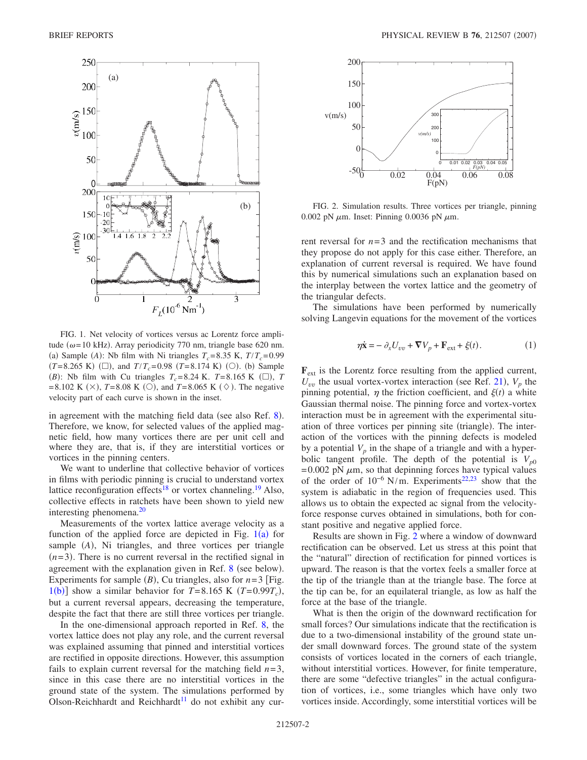FIG. 1. Net velocity of vortices versus ac Lorentz force amplitude ($\omega$=10 kHz). Array periodicity 770 nm, triangle base 620 nm. (a) Sample $(A)$: Nb film with Ni triangles $T_c$=8.35 K, $T/T_c$=0.99 ($T$=8.265 K) (□), and $T/T_c$=0.98 ($T$=8.174 K) (○). (b) Sample $(B)$: Nb film with Cu triangles $T_c$=8.24 K. $T$=8.165 K (□), $T$=8.102 K (×), $T$=8.08 K (○), and $T$=8.065 K (◇). The negative velocity part of each curve is shown in the inset.

in agreement with the matching field data (see also Ref. 8). Therefore, we know, for selected values of the applied magnetic field, how many vortices there are per unit cell and where they are, that is, if they are interstitial vortices or vortices in the pinning centers.

We want to underline that collective behavior of vortices in films with periodic pinning is crucial to understand vortex lattice reconfiguration effects[18] or vortex channeling.[19] Also, collective effects in ratchets have been shown to yield new interesting phenomena.[20]

Measurements of the vortex lattice average velocity as a function of the applied force are depicted in Fig. 1(a) for sample $(A)$, Ni triangles, and three vortices per triangle ($n$=3). There is no current reversal in the rectified signal in agreement with the explanation given in Ref. 8 (see below). Experiments for sample $(B)$, Cu triangles, also for $n$=3 [Fig. 1(b)] show a similar behavior for $T$=8.165 K ($T$=0.99$T_c$), but a current reversal appears, decreasing the temperature, despite the fact that there are still three vortices per triangle.

In the one-dimensional approach reported in Ref. 8, the vortex lattice does not play any role, and the current reversal was explained assuming that pinned and interstitial vortices are rectified in opposite directions. However, this assumption fails to explain current reversal for the matching field $n$=3, since in this case there are no interstitial vortices in the ground state of the system. The simulations performed by Olson-Reichhardt and Reichhardt[11] do not exhibit any current reversal for $n$=3 and the rectification mechanisms that they propose do not apply for this case either. Therefore, an explanation of current reversal is required. We have found this by numerical simulations such an explanation based on the interplay between the vortex lattice and the geometry of the triangular defects.

FIG. 2. Simulation results. Three vortices per triangle, pinning 0.002 pN $\mu$m. Inset: Pinning 0.0036 pN $\mu$m.

The simulations have been performed by numerically solving Langevin equations for the movement of the vortices

$$\eta\dot{\mathbf{x}} = -\partial_x U_{vv} + \nabla V_p + \mathbf{F}_{\text{ext}} + \xi(t). \tag{1}$$

$\mathbf{F}_{\text{ext}}$ is the Lorentz force resulting from the applied current, $U_{vv}$ the usual vortex-vortex interaction (see Ref. 21), $V_p$ the pinning potential, $\eta$ the friction coefficient, and $\xi(t)$ a white Gaussian thermal noise. The pinning force and vortex-vortex interaction must be in agreement with the experimental situation of three vortices per pinning site (triangle). The interaction of the vortices with the pinning defects is modeled by a potential $V_p$ in the shape of a triangle and with a hyperbolic tangent profile. The depth of the potential is $V_{p0}$ =0.002 pN $\mu$m, so that depinning forces have typical values of the order of $10^{-6}$ N/m. Experiments[22,23] show that the system is adiabatic in the region of frequencies used. This allows us to obtain the expected ac signal from the velocity-force response curves obtained in simulations, both for constant positive and negative applied force.

Results are shown in Fig. 2 where a window of downward rectification can be observed. Let us stress at this point that the "natural" direction of rectification for pinned vortices is upward. The reason is that the vortex feels a smaller force at the tip of the triangle than at the triangle base. The force at the tip can be, for an equilateral triangle, as low as half the force at the base of the triangle.

What is then the origin of the downward rectification for small forces? Our simulations indicate that the rectification is due to a two-dimensional instability of the ground state under small downward forces. The ground state of the system consists of vortices located in the corners of each triangle, without interstitial vortices. However, for finite temperature, there are some "defective triangles" in the actual configuration of vortices, i.e., some triangles which have only two vortices inside. Accordingly, some interstitial vortices will be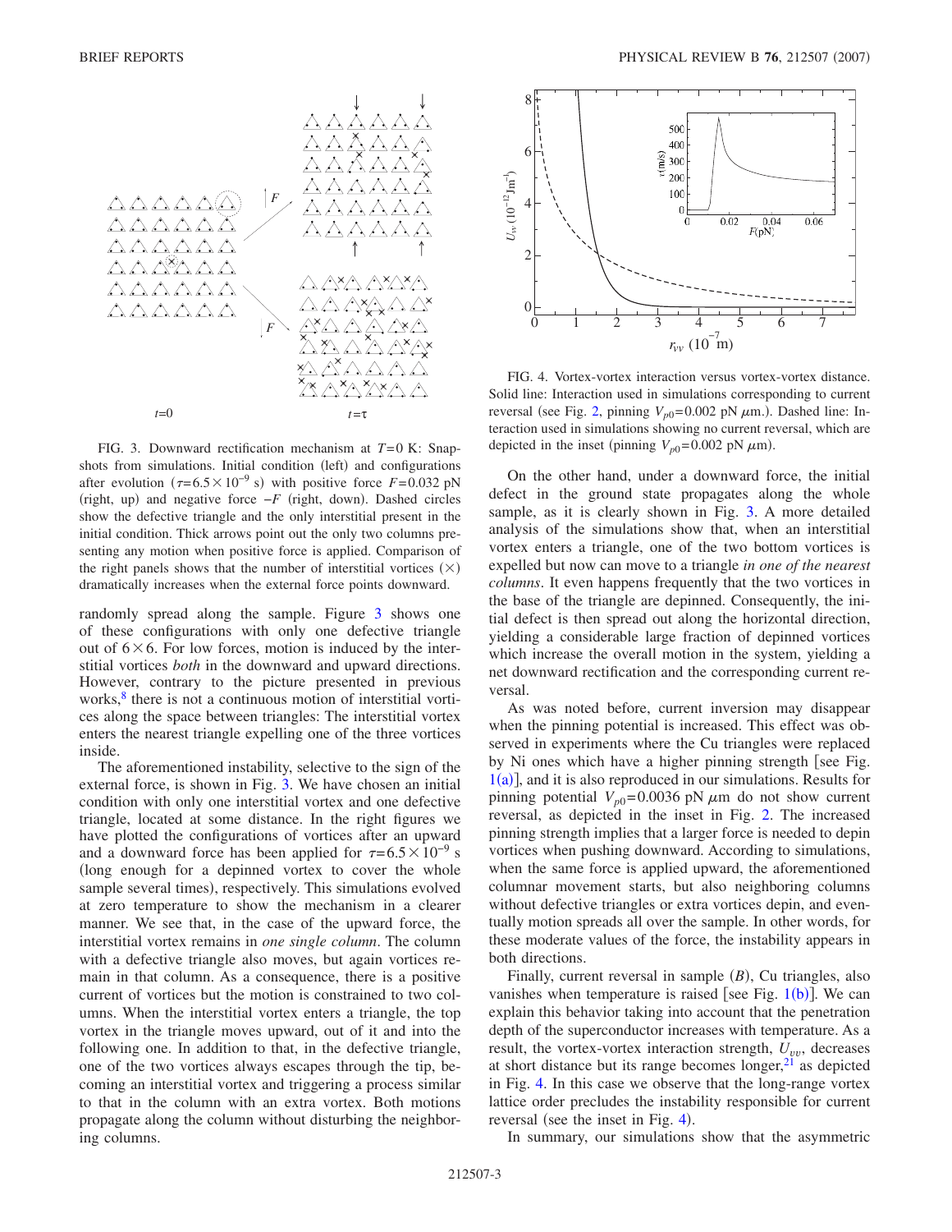$t=0$

$t=\tau$

$F$

$F$

FIG. 3. Downward rectification mechanism at $T=0$ K: Snapshots from simulations. Initial condition (left) and configurations after evolution ($\tau=6.5\times10^{-9}$ s) with positive force $F=0.032$ pN (right, up) and negative force $-F$ (right, down). Dashed circles show the defective triangle and the only interstitial present in the initial condition. Thick arrows point out the only two columns presenting any motion when positive force is applied. Comparison of the right panels shows that the number of interstitial vortices ($\times$) dramatically increases when the external force points downward.

randomly spread along the sample. Figure 3 shows one of these configurations with only one defective triangle out of $6\times6$. For low forces, motion is induced by the interstitial vortices *both* in the downward and upward directions. However, contrary to the picture presented in previous works,[8] there is not a continuous motion of interstitial vortices along the space between triangles: The interstitial vortex enters the nearest triangle expelling one of the three vortices inside.

The aforementioned instability, selective to the sign of the external force, is shown in Fig. 3. We have chosen an initial condition with only one interstitial vortex and one defective triangle, located at some distance. In the right figures we have plotted the configurations of vortices after an upward and a downward force has been applied for $\tau=6.5\times10^{-9}$ s (long enough for a depinned vortex to cover the whole sample several times), respectively. This simulations evolved at zero temperature to show the mechanism in a clearer manner. We see that, in the case of the upward force, the interstitial vortex remains in *one single column*. The column with a defective triangle also moves, but again vortices remain in that column. As a consequence, there is a positive current of vortices but the motion is constrained to two columns. When the interstitial vortex enters a triangle, the top vortex in the triangle moves upward, out of it and into the following one. In addition to that, in the defective triangle, one of the two vortices always escapes through the tip, becoming an interstitial vortex and triggering a process similar to that in the column with an extra vortex. Both motions propagate along the column without disturbing the neighboring columns.

$U_{vv}$ $(10^{-12}\,\mathrm{Jm}^{-1})$

8

6

4

2

0

0 1 2 3 4 5 6 7

$r_{vv}$ $(10^{-7}\mathrm{m})$

$v$(m/s)

500

400

300

200

100

0

0 0.02 0.04 0.06

$F$(pN)

FIG. 4. Vortex-vortex interaction versus vortex-vortex distance. Solid line: Interaction used in simulations corresponding to current reversal (see Fig. 2, pinning $V_{p0}=0.002$ pN $\mu$m.). Dashed line: Interaction used in simulations showing no current reversal, which are depicted in the inset (pinning $V_{p0}=0.002$ pN $\mu$m).

On the other hand, under a downward force, the initial defect in the ground state propagates along the whole sample, as it is clearly shown in Fig. 3. A more detailed analysis of the simulations show that, when an interstitial vortex enters a triangle, one of the two bottom vortices is expelled but now can move to a triangle *in one of the nearest columns*. It even happens frequently that the two vortices in the base of the triangle are depinned. Consequently, the initial defect is then spread out along the horizontal direction, yielding a considerable large fraction of depinned vortices which increase the overall motion in the system, yielding a net downward rectification and the corresponding current reversal.

As was noted before, current inversion may disappear when the pinning potential is increased. This effect was observed in experiments where the Cu triangles were replaced by Ni ones which have a higher pinning strength [see Fig. 1(a)], and it is also reproduced in our simulations. Results for pinning potential $V_{p0}=0.0036$ pN $\mu$m do not show current reversal, as depicted in the inset in Fig. 2. The increased pinning strength implies that a larger force is needed to depin vortices when pushing downward. According to simulations, when the same force is applied upward, the aforementioned columnar movement starts, but also neighboring columns without defective triangles or extra vortices depin, and eventually motion spreads all over the sample. In other words, for these moderate values of the force, the instability appears in both directions.

Finally, current reversal in sample ($B$), Cu triangles, also vanishes when temperature is raised [see Fig. 1(b)]. We can explain this behavior taking into account that the penetration depth of the superconductor increases with temperature. As a result, the vortex-vortex interaction strength, $U_{vv}$, decreases at short distance but its range becomes longer,[21] as depicted in Fig. 4. In this case we observe that the long-range vortex lattice order precludes the instability responsible for current reversal (see the inset in Fig. 4).

In summary, our simulations show that the asymmetric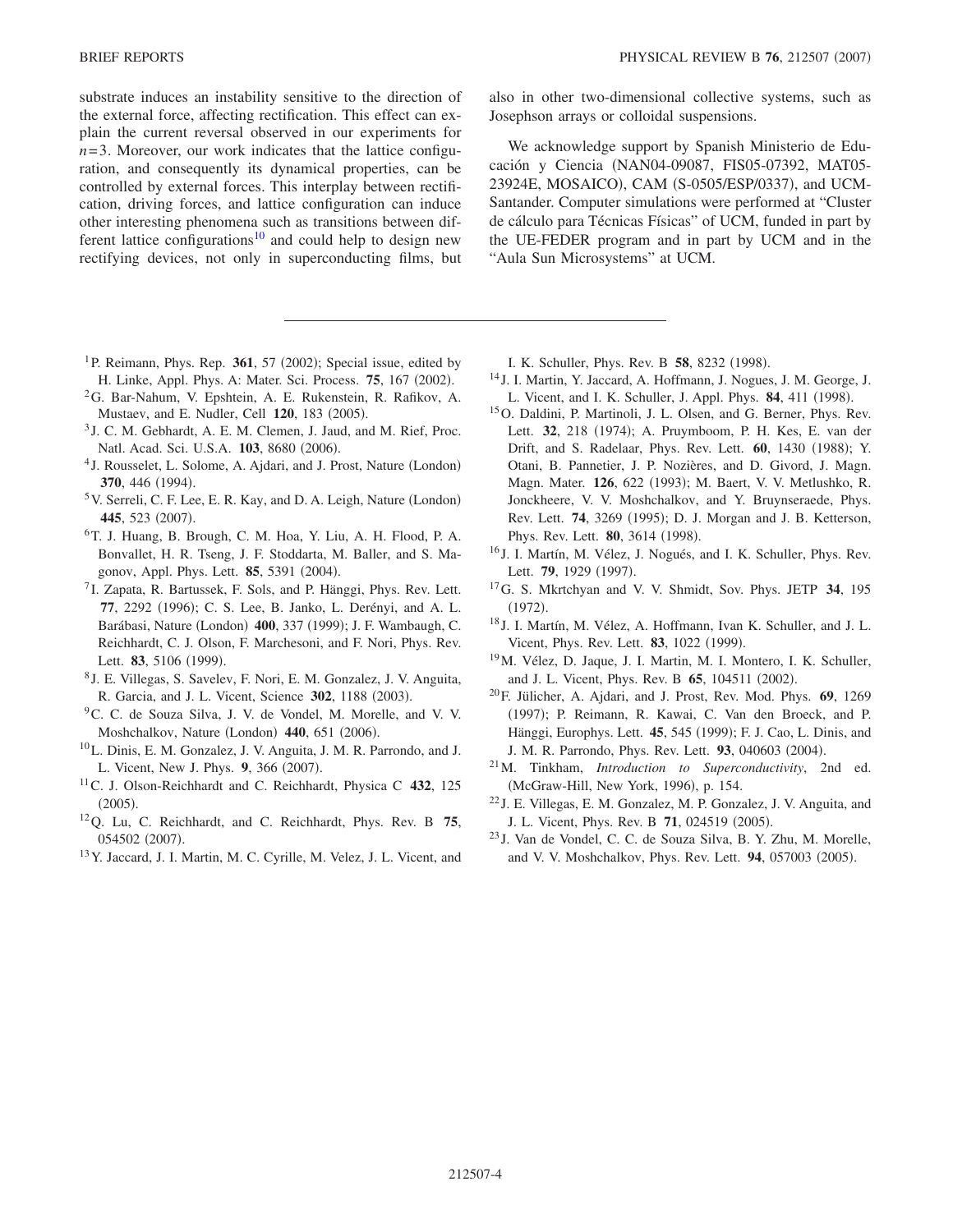substrate induces an instability sensitive to the direction of the external force, affecting rectification. This effect can explain the current reversal observed in our experiments for $n=3$. Moreover, our work indicates that the lattice configuration, and consequently its dynamical properties, can be controlled by external forces. This interplay between rectification, driving forces, and lattice configuration can induce other interesting phenomena such as transitions between different lattice configurations[10] and could help to design new rectifying devices, not only in superconducting films, but also in other two-dimensional collective systems, such as Josephson arrays or colloidal suspensions.

We acknowledge support by Spanish Ministerio de Educación y Ciencia (NAN04-09087, FIS05-07392, MAT05-23924E, MOSAICO), CAM (S-0505/ESP/0337), and UCM-Santander. Computer simulations were performed at "Cluster de cálculo para Técnicas Físicas" of UCM, funded in part by the UE-FEDER program and in part by UCM and in the "Aula Sun Microsystems" at UCM.

---

[1] P. Reimann, Phys. Rep. **361**, 57 (2002); Special issue, edited by H. Linke, Appl. Phys. A: Mater. Sci. Process. **75**, 167 (2002).

[2] G. Bar-Nahum, V. Epshtein, A. E. Rukenstein, R. Rafikov, A. Mustaev, and E. Nudler, Cell **120**, 183 (2005).

[3] J. C. M. Gebhardt, A. E. M. Clemen, J. Jaud, and M. Rief, Proc. Natl. Acad. Sci. U.S.A. **103**, 8680 (2006).

[4] J. Rousselet, L. Solome, A. Ajdari, and J. Prost, Nature (London) **370**, 446 (1994).

[5] V. Serreli, C. F. Lee, E. R. Kay, and D. A. Leigh, Nature (London) **445**, 523 (2007).

[6] T. J. Huang, B. Brough, C. M. Hoa, Y. Liu, A. H. Flood, P. A. Bonvallet, H. R. Tseng, J. F. Stoddarta, M. Baller, and S. Magonov, Appl. Phys. Lett. **85**, 5391 (2004).

[7] I. Zapata, R. Bartussek, F. Sols, and P. Hänggi, Phys. Rev. Lett. **77**, 2292 (1996); C. S. Lee, B. Janko, L. Derényi, and A. L. Barábasi, Nature (London) **400**, 337 (1999); J. F. Wambaugh, C. Reichhardt, C. J. Olson, F. Marchesoni, and F. Nori, Phys. Rev. Lett. **83**, 5106 (1999).

[8] J. E. Villegas, S. Savelev, F. Nori, E. M. Gonzalez, J. V. Anguita, R. Garcia, and J. L. Vicent, Science **302**, 1188 (2003).

[9] C. C. de Souza Silva, J. V. de Vondel, M. Morelle, and V. V. Moshchalkov, Nature (London) **440**, 651 (2006).

[10] L. Dinis, E. M. Gonzalez, J. V. Anguita, J. M. R. Parrondo, and J. L. Vicent, New J. Phys. **9**, 366 (2007).

[11] C. J. Olson-Reichhardt and C. Reichhardt, Physica C **432**, 125 (2005).

[12] Q. Lu, C. Reichhardt, and C. Reichhardt, Phys. Rev. B **75**, 054502 (2007).

[13] Y. Jaccard, J. I. Martin, M. C. Cyrille, M. Velez, J. L. Vicent, and I. K. Schuller, Phys. Rev. B **58**, 8232 (1998).

[14] J. I. Martin, Y. Jaccard, A. Hoffmann, J. Nogues, J. M. George, J. L. Vicent, and I. K. Schuller, J. Appl. Phys. **84**, 411 (1998).

[15] O. Daldini, P. Martinoli, J. L. Olsen, and G. Berner, Phys. Rev. Lett. **32**, 218 (1974); A. Pruymboom, P. H. Kes, E. van der Drift, and S. Radelaar, Phys. Rev. Lett. **60**, 1430 (1988); Y. Otani, B. Pannetier, J. P. Nozières, and D. Givord, J. Magn. Magn. Mater. **126**, 622 (1993); M. Baert, V. V. Metlushko, R. Jonckheere, V. V. Moshchalkov, and Y. Bruynseraede, Phys. Rev. Lett. **74**, 3269 (1995); D. J. Morgan and J. B. Ketterson, Phys. Rev. Lett. **80**, 3614 (1998).

[16] J. I. Martín, M. Vélez, J. Nogués, and I. K. Schuller, Phys. Rev. Lett. **79**, 1929 (1997).

[17] G. S. Mkrtchyan and V. V. Shmidt, Sov. Phys. JETP **34**, 195 (1972).

[18] J. I. Martín, M. Vélez, A. Hoffmann, Ivan K. Schuller, and J. L. Vicent, Phys. Rev. Lett. **83**, 1022 (1999).

[19] M. Vélez, D. Jaque, J. I. Martin, M. I. Montero, I. K. Schuller, and J. L. Vicent, Phys. Rev. B **65**, 104511 (2002).

[20] F. Jülicher, A. Ajdari, and J. Prost, Rev. Mod. Phys. **69**, 1269 (1997); P. Reimann, R. Kawai, C. Van den Broeck, and P. Hänggi, Europhys. Lett. **45**, 545 (1999); F. J. Cao, L. Dinis, and J. M. R. Parrondo, Phys. Rev. Lett. **93**, 040603 (2004).

[21] M. Tinkham, *Introduction to Superconductivity*, 2nd ed. (McGraw-Hill, New York, 1996), p. 154.

[22] J. E. Villegas, E. M. Gonzalez, M. P. Gonzalez, J. V. Anguita, and J. L. Vicent, Phys. Rev. B **71**, 024519 (2005).

[23] J. Van de Vondel, C. C. de Souza Silva, B. Y. Zhu, M. Morelle, and V. V. Moshchalkov, Phys. Rev. Lett. **94**, 057003 (2005).